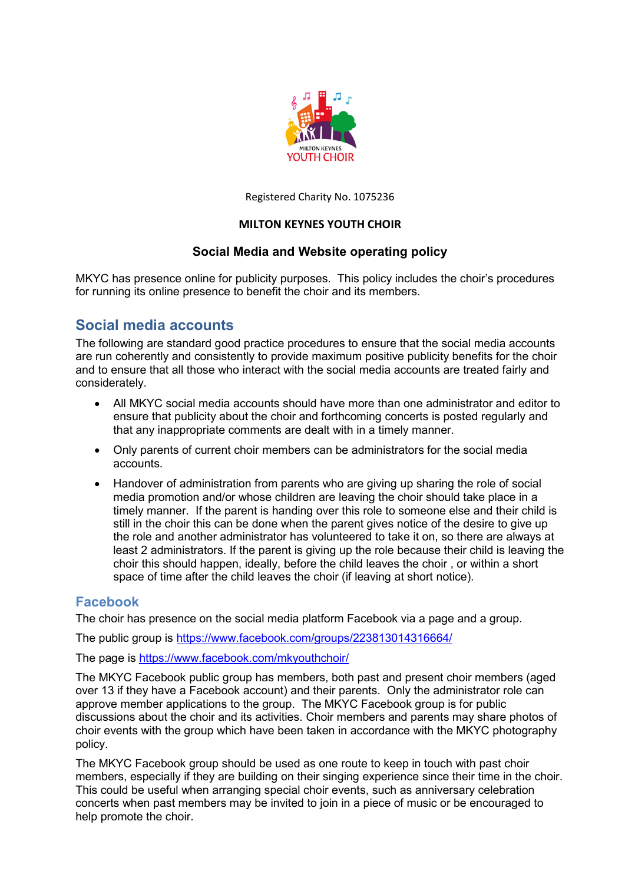MILTON KEYNES YOUTH CHOIR

Registered Charity No. 1075236

**MILTON KEYNES YOUTH CHOIR**

**Social Media and Website operating policy**

MKYC has presence online for publicity purposes. This policy includes the choir's procedures for running its online presence to benefit the choir and its members.

## Social media accounts

The following are standard good practice procedures to ensure that the social media accounts are run coherently and consistently to provide maximum positive publicity benefits for the choir and to ensure that all those who interact with the social media accounts are treated fairly and considerately.

- All MKYC social media accounts should have more than one administrator and editor to ensure that publicity about the choir and forthcoming concerts is posted regularly and that any inappropriate comments are dealt with in a timely manner.
- Only parents of current choir members can be administrators for the social media accounts.
- Handover of administration from parents who are giving up sharing the role of social media promotion and/or whose children are leaving the choir should take place in a timely manner. If the parent is handing over this role to someone else and their child is still in the choir this can be done when the parent gives notice of the desire to give up the role and another administrator has volunteered to take it on, so there are always at least 2 administrators. If the parent is giving up the role because their child is leaving the choir this should happen, ideally, before the child leaves the choir , or within a short space of time after the child leaves the choir (if leaving at short notice).

### Facebook

The choir has presence on the social media platform Facebook via a page and a group.

The public group is https://www.facebook.com/groups/223813014316664/

The page is https://www.facebook.com/mkyouthchoir/

The MKYC Facebook public group has members, both past and present choir members (aged over 13 if they have a Facebook account) and their parents. Only the administrator role can approve member applications to the group. The MKYC Facebook group is for public discussions about the choir and its activities. Choir members and parents may share photos of choir events with the group which have been taken in accordance with the MKYC photography policy.

The MKYC Facebook group should be used as one route to keep in touch with past choir members, especially if they are building on their singing experience since their time in the choir. This could be useful when arranging special choir events, such as anniversary celebration concerts when past members may be invited to join in a piece of music or be encouraged to help promote the choir.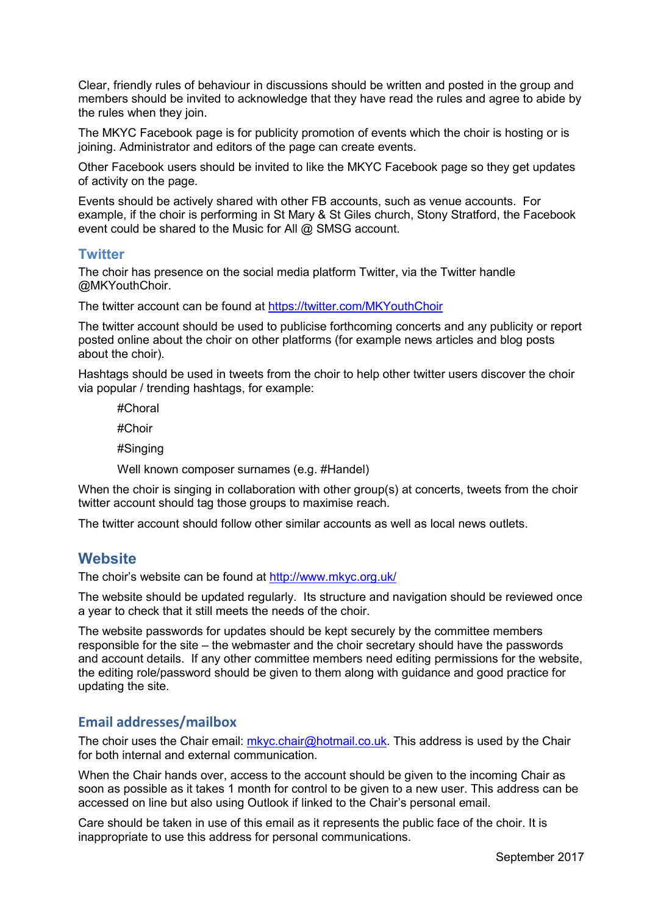Clear, friendly rules of behaviour in discussions should be written and posted in the group and members should be invited to acknowledge that they have read the rules and agree to abide by the rules when they join.

The MKYC Facebook page is for publicity promotion of events which the choir is hosting or is joining. Administrator and editors of the page can create events.

Other Facebook users should be invited to like the MKYC Facebook page so they get updates of activity on the page.

Events should be actively shared with other FB accounts, such as venue accounts. For example, if the choir is performing in St Mary & St Giles church, Stony Stratford, the Facebook event could be shared to the Music for All @ SMSG account.

### Twitter

The choir has presence on the social media platform Twitter, via the Twitter handle @MKYouthChoir.

The twitter account can be found at https://twitter.com/MKYouthChoir

The twitter account should be used to publicise forthcoming concerts and any publicity or report posted online about the choir on other platforms (for example news articles and blog posts about the choir).

Hashtags should be used in tweets from the choir to help other twitter users discover the choir via popular / trending hashtags, for example:

#Choral

#Choir

#Singing

Well known composer surnames (e.g. #Handel)

When the choir is singing in collaboration with other group(s) at concerts, tweets from the choir twitter account should tag those groups to maximise reach.

The twitter account should follow other similar accounts as well as local news outlets.

## Website

The choir's website can be found at http://www.mkyc.org.uk/

The website should be updated regularly. Its structure and navigation should be reviewed once a year to check that it still meets the needs of the choir.

The website passwords for updates should be kept securely by the committee members responsible for the site – the webmaster and the choir secretary should have the passwords and account details. If any other committee members need editing permissions for the website, the editing role/password should be given to them along with guidance and good practice for updating the site.

### Email addresses/mailbox

The choir uses the Chair email: mkyc.chair@hotmail.co.uk. This address is used by the Chair for both internal and external communication.

When the Chair hands over, access to the account should be given to the incoming Chair as soon as possible as it takes 1 month for control to be given to a new user. This address can be accessed on line but also using Outlook if linked to the Chair's personal email.

Care should be taken in use of this email as it represents the public face of the choir. It is inappropriate to use this address for personal communications.

September 2017